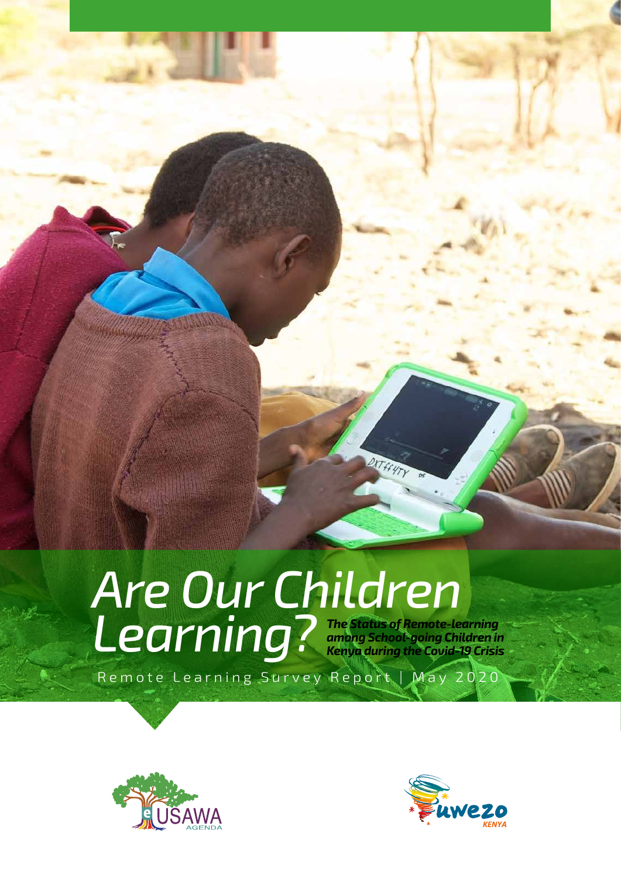# Are Our Children Learning?

***The Status of Remote-learning among School-going Children in Kenya during the Covid-19 Crisis***

Remote Learning Survey Report | May 2020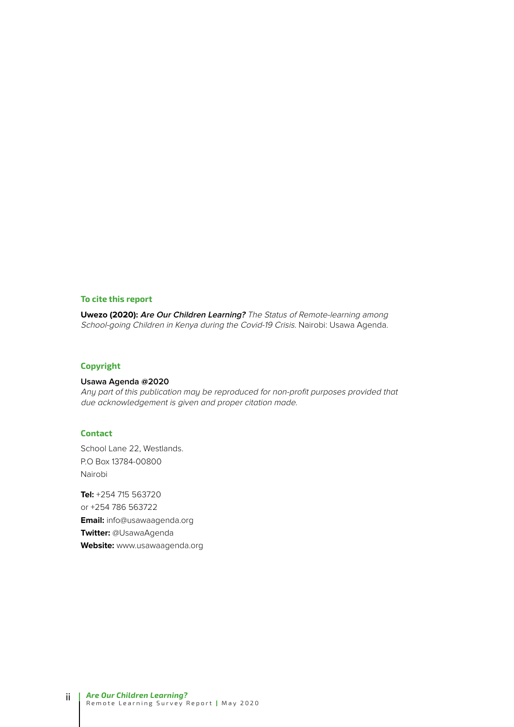### To cite this report

**Uwezo (2020):** ***Are Our Children Learning?*** *The Status of Remote-learning among School-going Children in Kenya during the Covid-19 Crisis.* Nairobi: Usawa Agenda.

### Copyright

**Usawa Agenda @2020**
*Any part of this publication may be reproduced for non-profit purposes provided that due acknowledgement is given and proper citation made.*

### Contact

School Lane 22, Westlands.
P.O Box 13784-00800
Nairobi

**Tel:** +254 715 563720
or +254 786 563722
**Email:** info@usawaagenda.org
**Twitter:** @UsawaAgenda
**Website:** www.usawaagenda.org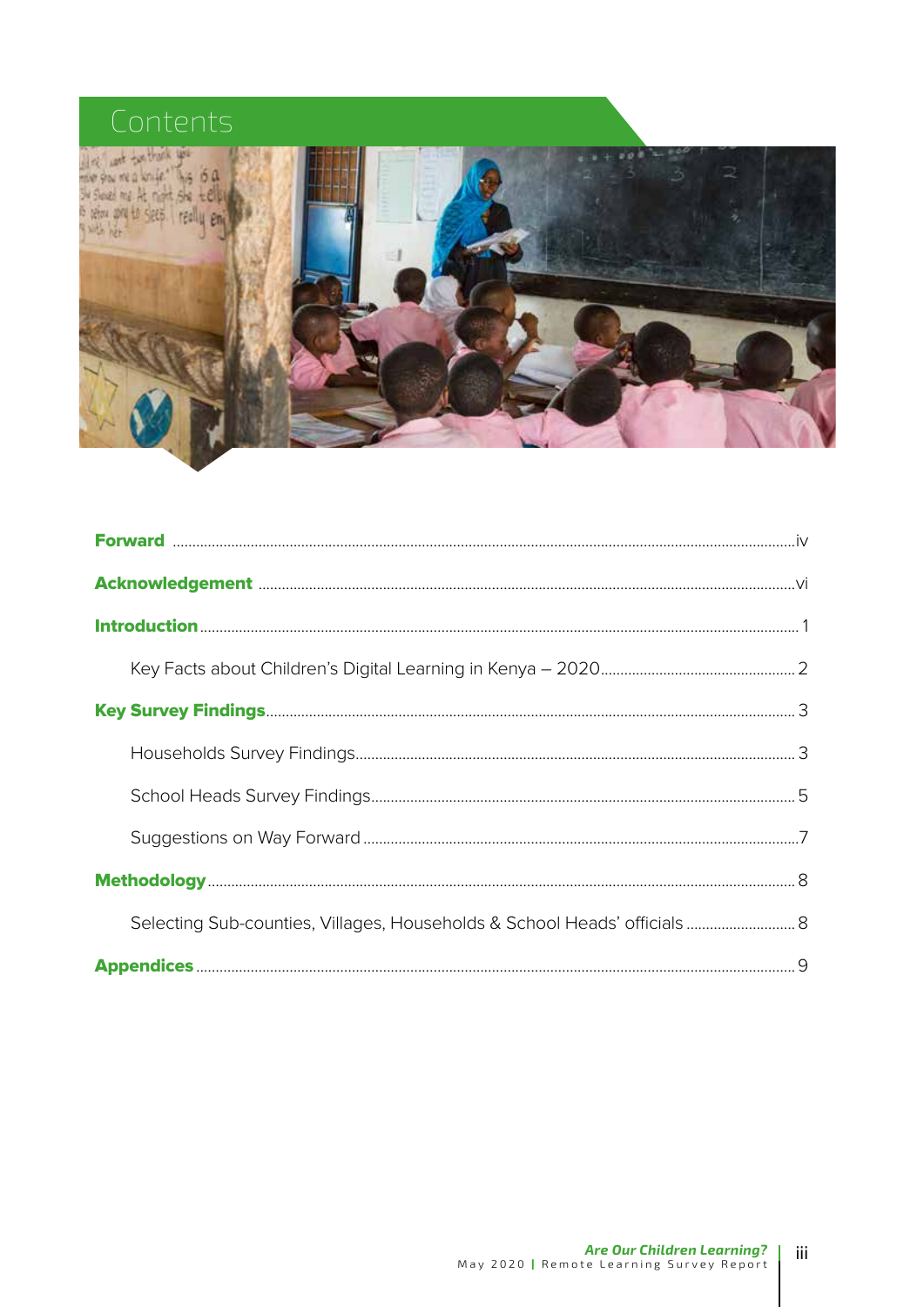# Contents

**Forward** ........ iv

**Acknowledgement** ........ vi

**Introduction** ........ 1

- Key Facts about Children's Digital Learning in Kenya – 2020 ........ 2

**Key Survey Findings** ........ 3

- Households Survey Findings ........ 3
- School Heads Survey Findings ........ 5
- Suggestions on Way Forward ........ 7

**Methodology** ........ 8

- Selecting Sub-counties, Villages, Households & School Heads' officials ........ 8

**Appendices** ........ 9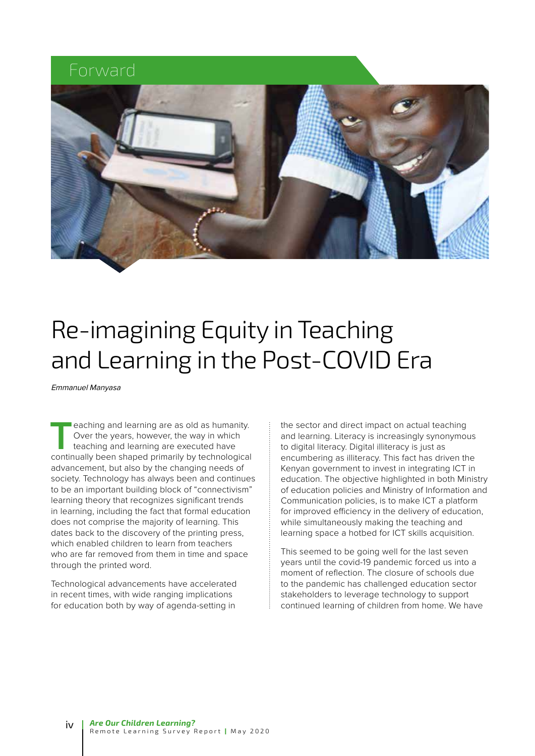## Forward

# Re-imagining Equity in Teaching and Learning in the Post-COVID Era

*Emmanuel Manyasa*

Teaching and learning are as old as humanity. Over the years, however, the way in which teaching and learning are executed have continually been shaped primarily by technological advancement, but also by the changing needs of society. Technology has always been and continues to be an important building block of "connectivism" learning theory that recognizes significant trends in learning, including the fact that formal education does not comprise the majority of learning. This dates back to the discovery of the printing press, which enabled children to learn from teachers who are far removed from them in time and space through the printed word.

Technological advancements have accelerated in recent times, with wide ranging implications for education both by way of agenda-setting in the sector and direct impact on actual teaching and learning. Literacy is increasingly synonymous to digital literacy. Digital illiteracy is just as encumbering as illiteracy. This fact has driven the Kenyan government to invest in integrating ICT in education. The objective highlighted in both Ministry of education policies and Ministry of Information and Communication policies, is to make ICT a platform for improved efficiency in the delivery of education, while simultaneously making the teaching and learning space a hotbed for ICT skills acquisition.

This seemed to be going well for the last seven years until the covid-19 pandemic forced us into a moment of reflection. The closure of schools due to the pandemic has challenged education sector stakeholders to leverage technology to support continued learning of children from home. We have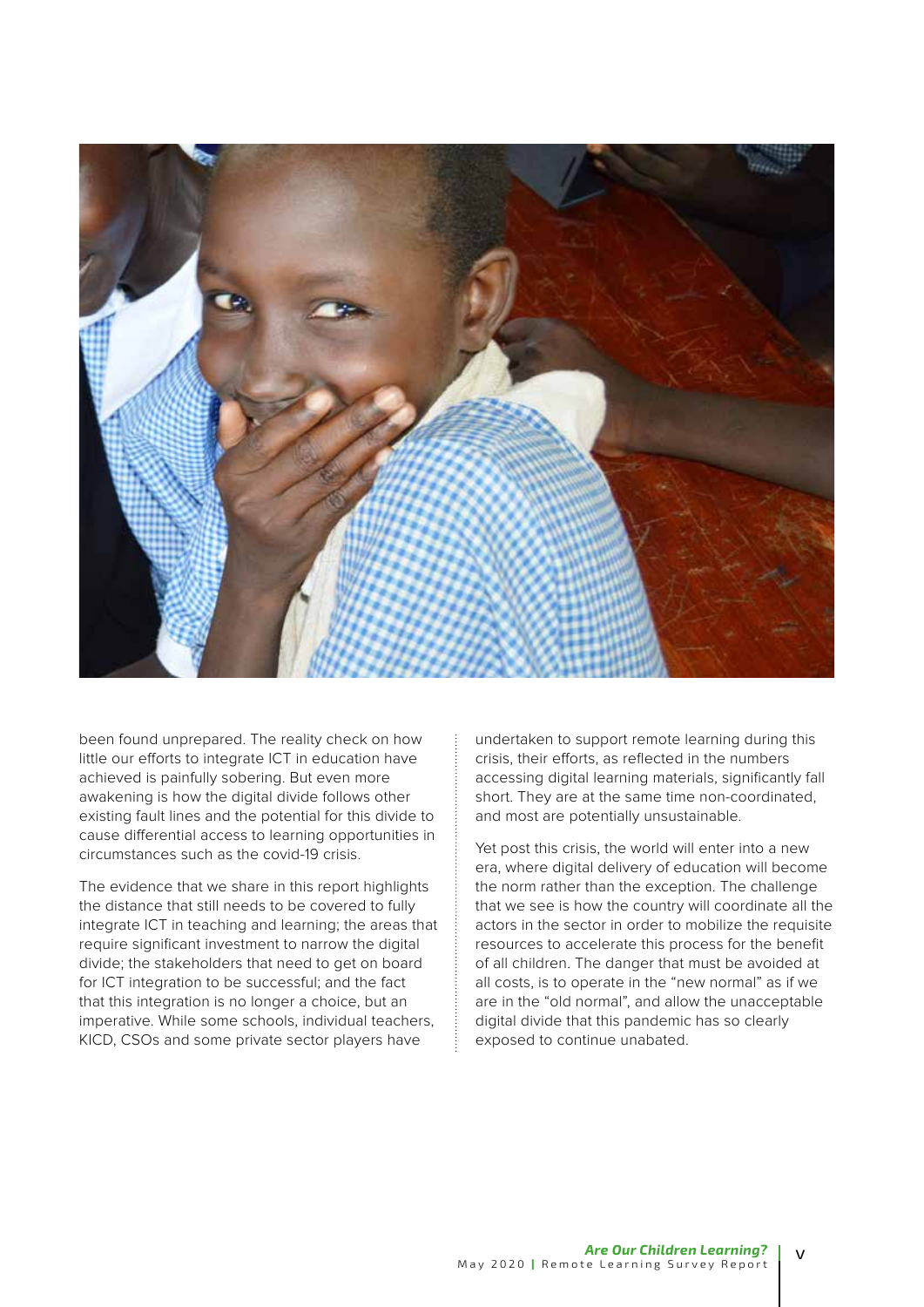been found unprepared. The reality check on how little our efforts to integrate ICT in education have achieved is painfully sobering. But even more awakening is how the digital divide follows other existing fault lines and the potential for this divide to cause differential access to learning opportunities in circumstances such as the covid-19 crisis.

The evidence that we share in this report highlights the distance that still needs to be covered to fully integrate ICT in teaching and learning; the areas that require significant investment to narrow the digital divide; the stakeholders that need to get on board for ICT integration to be successful; and the fact that this integration is no longer a choice, but an imperative. While some schools, individual teachers, KICD, CSOs and some private sector players have undertaken to support remote learning during this crisis, their efforts, as reflected in the numbers accessing digital learning materials, significantly fall short. They are at the same time non-coordinated, and most are potentially unsustainable.

Yet post this crisis, the world will enter into a new era, where digital delivery of education will become the norm rather than the exception. The challenge that we see is how the country will coordinate all the actors in the sector in order to mobilize the requisite resources to accelerate this process for the benefit of all children. The danger that must be avoided at all costs, is to operate in the "new normal" as if we are in the "old normal", and allow the unacceptable digital divide that this pandemic has so clearly exposed to continue unabated.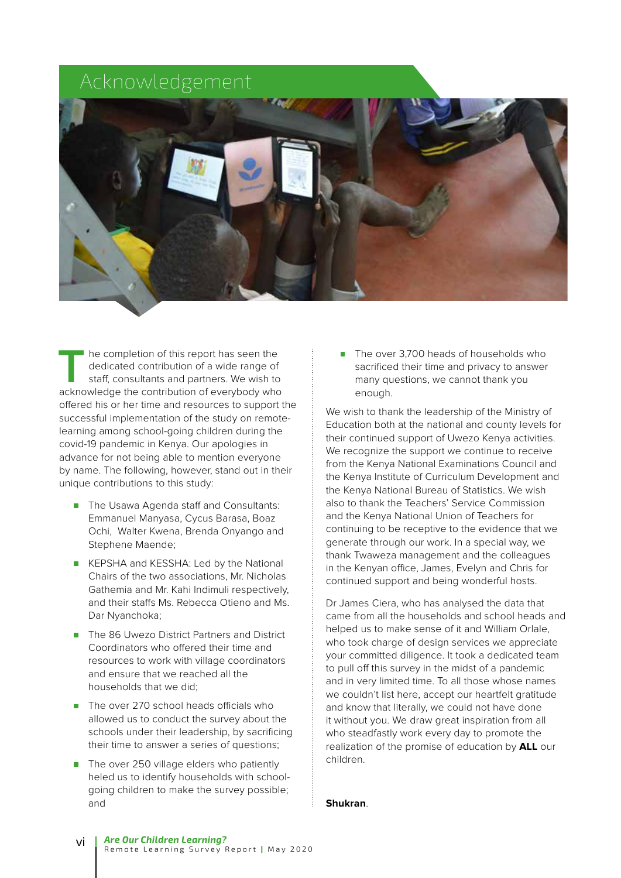# Acknowledgement

The completion of this report has seen the dedicated contribution of a wide range of staff, consultants and partners. We wish to acknowledge the contribution of everybody who offered his or her time and resources to support the successful implementation of the study on remote-learning among school-going children during the covid-19 pandemic in Kenya. Our apologies in advance for not being able to mention everyone by name. The following, however, stand out in their unique contributions to this study:

- The Usawa Agenda staff and Consultants: Emmanuel Manyasa, Cycus Barasa, Boaz Ochi, Walter Kwena, Brenda Onyango and Stephene Maende;
- KEPSHA and KESSHA: Led by the National Chairs of the two associations, Mr. Nicholas Gathemia and Mr. Kahi Indimuli respectively, and their staffs Ms. Rebecca Otieno and Ms. Dar Nyanchoka;
- The 86 Uwezo District Partners and District Coordinators who offered their time and resources to work with village coordinators and ensure that we reached all the households that we did;
- The over 270 school heads officials who allowed us to conduct the survey about the schools under their leadership, by sacrificing their time to answer a series of questions;
- The over 250 village elders who patiently heled us to identify households with school-going children to make the survey possible; and
- The over 3,700 heads of households who sacrificed their time and privacy to answer many questions, we cannot thank you enough.

We wish to thank the leadership of the Ministry of Education both at the national and county levels for their continued support of Uwezo Kenya activities. We recognize the support we continue to receive from the Kenya National Examinations Council and the Kenya Institute of Curriculum Development and the Kenya National Bureau of Statistics. We wish also to thank the Teachers' Service Commission and the Kenya National Union of Teachers for continuing to be receptive to the evidence that we generate through our work. In a special way, we thank Twaweza management and the colleagues in the Kenyan office, James, Evelyn and Chris for continued support and being wonderful hosts.

Dr James Ciera, who has analysed the data that came from all the households and school heads and helped us to make sense of it and William Orlale, who took charge of design services we appreciate your committed diligence. It took a dedicated team to pull off this survey in the midst of a pandemic and in very limited time. To all those whose names we couldn't list here, accept our heartfelt gratitude and know that literally, we could not have done it without you. We draw great inspiration from all who steadfastly work every day to promote the realization of the promise of education by **ALL** our children.

**Shukran**.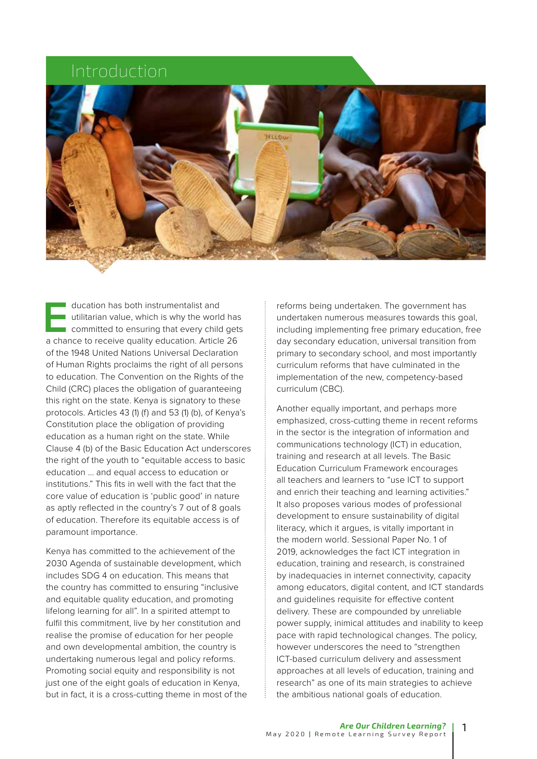# Introduction

Education has both instrumentalist and utilitarian value, which is why the world has committed to ensuring that every child gets a chance to receive quality education. Article 26 of the 1948 United Nations Universal Declaration of Human Rights proclaims the right of all persons to education. The Convention on the Rights of the Child (CRC) places the obligation of guaranteeing this right on the state. Kenya is signatory to these protocols. Articles 43 (1) (f) and 53 (1) (b), of Kenya's Constitution place the obligation of providing education as a human right on the state. While Clause 4 (b) of the Basic Education Act underscores the right of the youth to "equitable access to basic education ... and equal access to education or institutions." This fits in well with the fact that the core value of education is 'public good' in nature as aptly reflected in the country's 7 out of 8 goals of education. Therefore its equitable access is of paramount importance.

Kenya has committed to the achievement of the 2030 Agenda of sustainable development, which includes SDG 4 on education. This means that the country has committed to ensuring "inclusive and equitable quality education, and promoting lifelong learning for all". In a spirited attempt to fulfil this commitment, live by her constitution and realise the promise of education for her people and own developmental ambition, the country is undertaking numerous legal and policy reforms. Promoting social equity and responsibility is not just one of the eight goals of education in Kenya, but in fact, it is a cross-cutting theme in most of the reforms being undertaken. The government has undertaken numerous measures towards this goal, including implementing free primary education, free day secondary education, universal transition from primary to secondary school, and most importantly curriculum reforms that have culminated in the implementation of the new, competency-based curriculum (CBC).

Another equally important, and perhaps more emphasized, cross-cutting theme in recent reforms in the sector is the integration of information and communications technology (ICT) in education, training and research at all levels. The Basic Education Curriculum Framework encourages all teachers and learners to "use ICT to support and enrich their teaching and learning activities." It also proposes various modes of professional development to ensure sustainability of digital literacy, which it argues, is vitally important in the modern world. Sessional Paper No. 1 of 2019, acknowledges the fact ICT integration in education, training and research, is constrained by inadequacies in internet connectivity, capacity among educators, digital content, and ICT standards and guidelines requisite for effective content delivery. These are compounded by unreliable power supply, inimical attitudes and inability to keep pace with rapid technological changes. The policy, however underscores the need to "strengthen ICT-based curriculum delivery and assessment approaches at all levels of education, training and research" as one of its main strategies to achieve the ambitious national goals of education.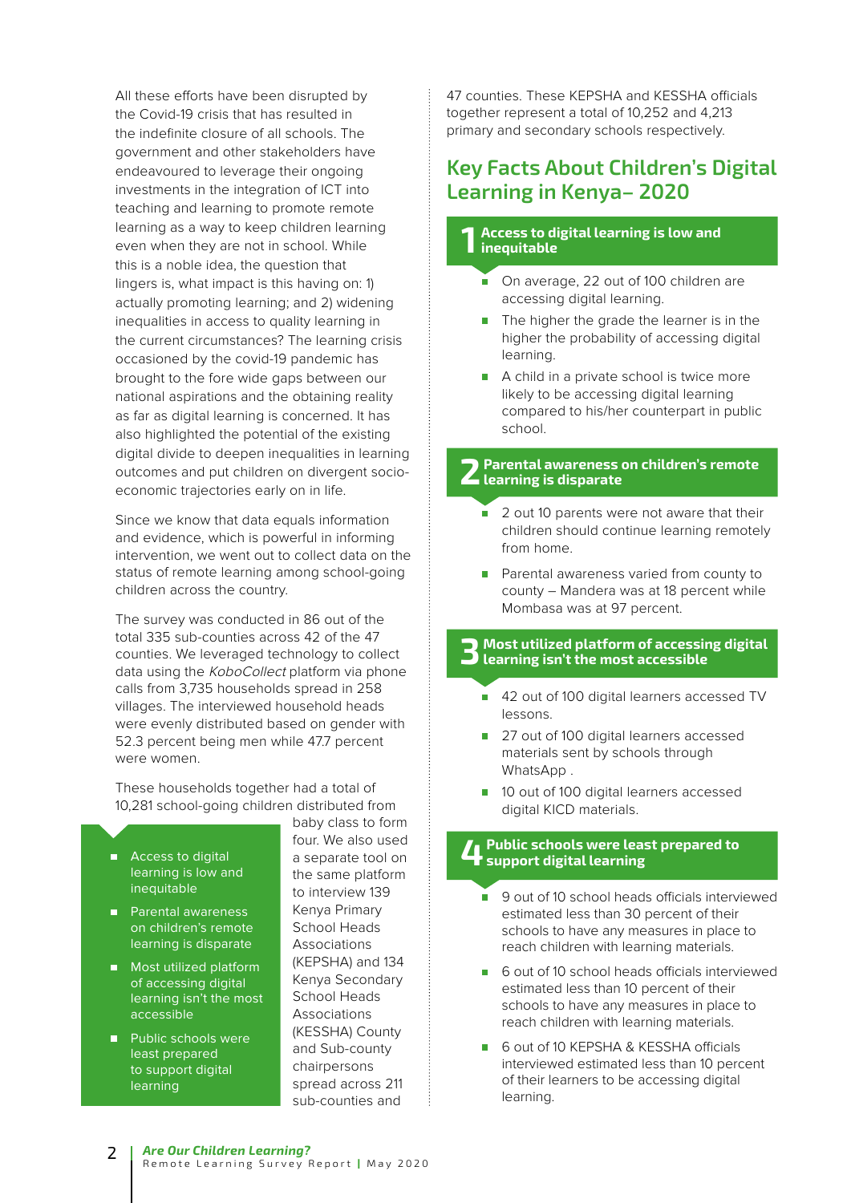All these efforts have been disrupted by the Covid-19 crisis that has resulted in the indefinite closure of all schools. The government and other stakeholders have endeavoured to leverage their ongoing investments in the integration of ICT into teaching and learning to promote remote learning as a way to keep children learning even when they are not in school. While this is a noble idea, the question that lingers is, what impact is this having on: 1) actually promoting learning; and 2) widening inequalities in access to quality learning in the current circumstances? The learning crisis occasioned by the covid-19 pandemic has brought to the fore wide gaps between our national aspirations and the obtaining reality as far as digital learning is concerned. It has also highlighted the potential of the existing digital divide to deepen inequalities in learning outcomes and put children on divergent socio-economic trajectories early on in life.

Since we know that data equals information and evidence, which is powerful in informing intervention, we went out to collect data on the status of remote learning among school-going children across the country.

The survey was conducted in 86 out of the total 335 sub-counties across 42 of the 47 counties. We leveraged technology to collect data using the *KoboCollect* platform via phone calls from 3,735 households spread in 258 villages. The interviewed household heads were evenly distributed based on gender with 52.3 percent being men while 47.7 percent were women.

These households together had a total of 10,281 school-going children distributed from baby class to form four. We also used a separate tool on the same platform to interview 139 Kenya Primary School Heads Associations (KEPSHA) and 134 Kenya Secondary School Heads Associations (KESSHA) County and Sub-county chairpersons spread across 211 sub-counties and 47 counties. These KEPSHA and KESSHA officials together represent a total of 10,252 and 4,213 primary and secondary schools respectively.

- Access to digital learning is low and inequitable
- Parental awareness on children's remote learning is disparate
- Most utilized platform of accessing digital learning isn't the most accessible
- Public schools were least prepared to support digital learning

## Key Facts About Children's Digital Learning in Kenya– 2020

### 1 Access to digital learning is low and inequitable

- On average, 22 out of 100 children are accessing digital learning.
- The higher the grade the learner is in the higher the probability of accessing digital learning.
- A child in a private school is twice more likely to be accessing digital learning compared to his/her counterpart in public school.

### 2 Parental awareness on children's remote learning is disparate

- 2 out 10 parents were not aware that their children should continue learning remotely from home.
- Parental awareness varied from county to county – Mandera was at 18 percent while Mombasa was at 97 percent.

### 3 Most utilized platform of accessing digital learning isn't the most accessible

- 42 out of 100 digital learners accessed TV lessons.
- 27 out of 100 digital learners accessed materials sent by schools through WhatsApp .
- 10 out of 100 digital learners accessed digital KICD materials.

### 4 Public schools were least prepared to support digital learning

- 9 out of 10 school heads officials interviewed estimated less than 30 percent of their schools to have any measures in place to reach children with learning materials.
- 6 out of 10 school heads officials interviewed estimated less than 10 percent of their schools to have any measures in place to reach children with learning materials.
- 6 out of 10 KEPSHA & KESSHA officials interviewed estimated less than 10 percent of their learners to be accessing digital learning.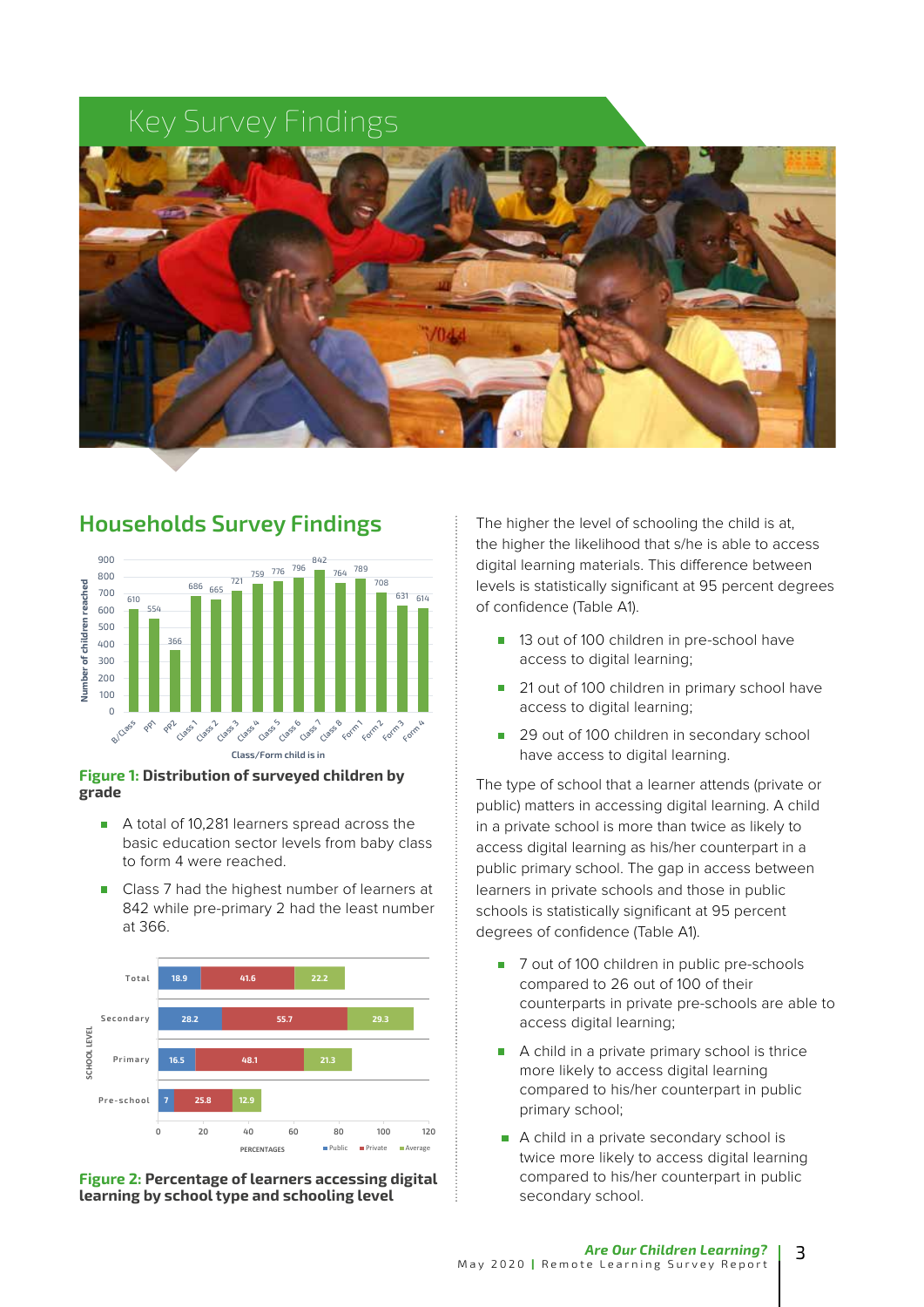# Key Survey Findings

## Households Survey Findings

**Figure 1: Distribution of surveyed children by grade**

- A total of 10,281 learners spread across the basic education sector levels from baby class to form 4 were reached.
- Class 7 had the highest number of learners at 842 while pre-primary 2 had the least number at 366.

**Figure 2: Percentage of learners accessing digital learning by school type and schooling level**

The higher the level of schooling the child is at, the higher the likelihood that s/he is able to access digital learning materials. This difference between levels is statistically significant at 95 percent degrees of confidence (Table A1).

- 13 out of 100 children in pre-school have access to digital learning;
- 21 out of 100 children in primary school have access to digital learning;
- 29 out of 100 children in secondary school have access to digital learning.

The type of school that a learner attends (private or public) matters in accessing digital learning. A child in a private school is more than twice as likely to access digital learning as his/her counterpart in a public primary school. The gap in access between learners in private schools and those in public schools is statistically significant at 95 percent degrees of confidence (Table A1).

- 7 out of 100 children in public pre-schools compared to 26 out of 100 of their counterparts in private pre-schools are able to access digital learning;
- A child in a private primary school is thrice more likely to access digital learning compared to his/her counterpart in public primary school;
- A child in a private secondary school is twice more likely to access digital learning compared to his/her counterpart in public secondary school.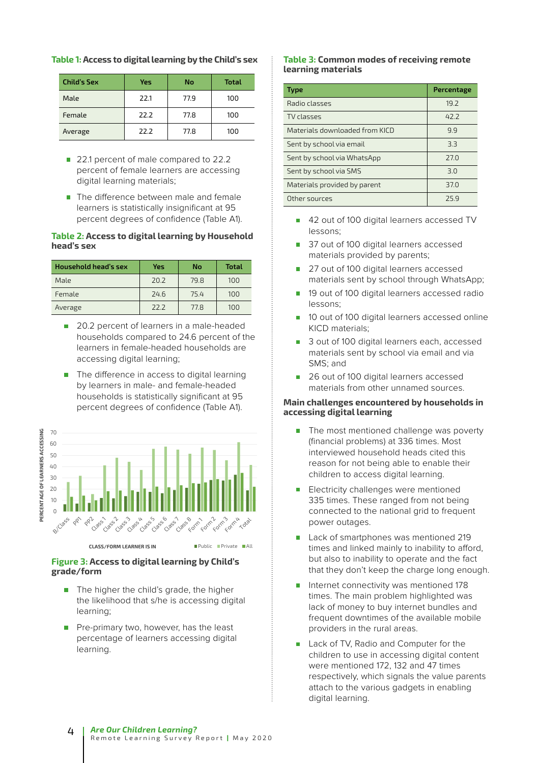**Table 1: Access to digital learning by the Child's sex**

| Child's Sex | Yes | No | Total |
|---|---|---|---|
| Male | 22.1 | 77.9 | 100 |
| Female | 22.2 | 77.8 | 100 |
| Average | 22.2 | 77.8 | 100 |

- 22.1 percent of male compared to 22.2 percent of female learners are accessing digital learning materials;
- The difference between male and female learners is statistically insignificant at 95 percent degrees of confidence (Table A1).

**Table 2: Access to digital learning by Household head's sex**

| Household head's sex | Yes | No | Total |
|---|---|---|---|
| Male | 20.2 | 79.8 | 100 |
| Female | 24.6 | 75.4 | 100 |
| Average | 22.2 | 77.8 | 100 |

- 20.2 percent of learners in a male-headed households compared to 24.6 percent of the learners in female-headed households are accessing digital learning;
- The difference in access to digital learning by learners in male- and female-headed households is statistically significant at 95 percent degrees of confidence (Table A1).

**Figure 3: Access to digital learning by Child's grade/form**

- The higher the child's grade, the higher the likelihood that s/he is accessing digital learning;
- Pre-primary two, however, has the least percentage of learners accessing digital learning.

**Table 3: Common modes of receiving remote learning materials**

| Type | Percentage |
|---|---|
| Radio classes | 19.2 |
| TV classes | 42.2 |
| Materials downloaded from KICD | 9.9 |
| Sent by school via email | 3.3 |
| Sent by school via WhatsApp | 27.0 |
| Sent by school via SMS | 3.0 |
| Materials provided by parent | 37.0 |
| Other sources | 25.9 |

- 42 out of 100 digital learners accessed TV lessons;
- 37 out of 100 digital learners accessed materials provided by parents;
- 27 out of 100 digital learners accessed materials sent by school through WhatsApp;
- 19 out of 100 digital learners accessed radio lessons;
- 10 out of 100 digital learners accessed online KICD materials;
- 3 out of 100 digital learners each, accessed materials sent by school via email and via SMS; and
- 26 out of 100 digital learners accessed materials from other unnamed sources.

**Main challenges encountered by households in accessing digital learning**

- The most mentioned challenge was poverty (financial problems) at 336 times. Most interviewed household heads cited this reason for not being able to enable their children to access digital learning.
- Electricity challenges were mentioned 335 times. These ranged from not being connected to the national grid to frequent power outages.
- Lack of smartphones was mentioned 219 times and linked mainly to inability to afford, but also to inability to operate and the fact that they don't keep the charge long enough.
- Internet connectivity was mentioned 178 times. The main problem highlighted was lack of money to buy internet bundles and frequent downtimes of the available mobile providers in the rural areas.
- Lack of TV, Radio and Computer for the children to use in accessing digital content were mentioned 172, 132 and 47 times respectively, which signals the value parents attach to the various gadgets in enabling digital learning.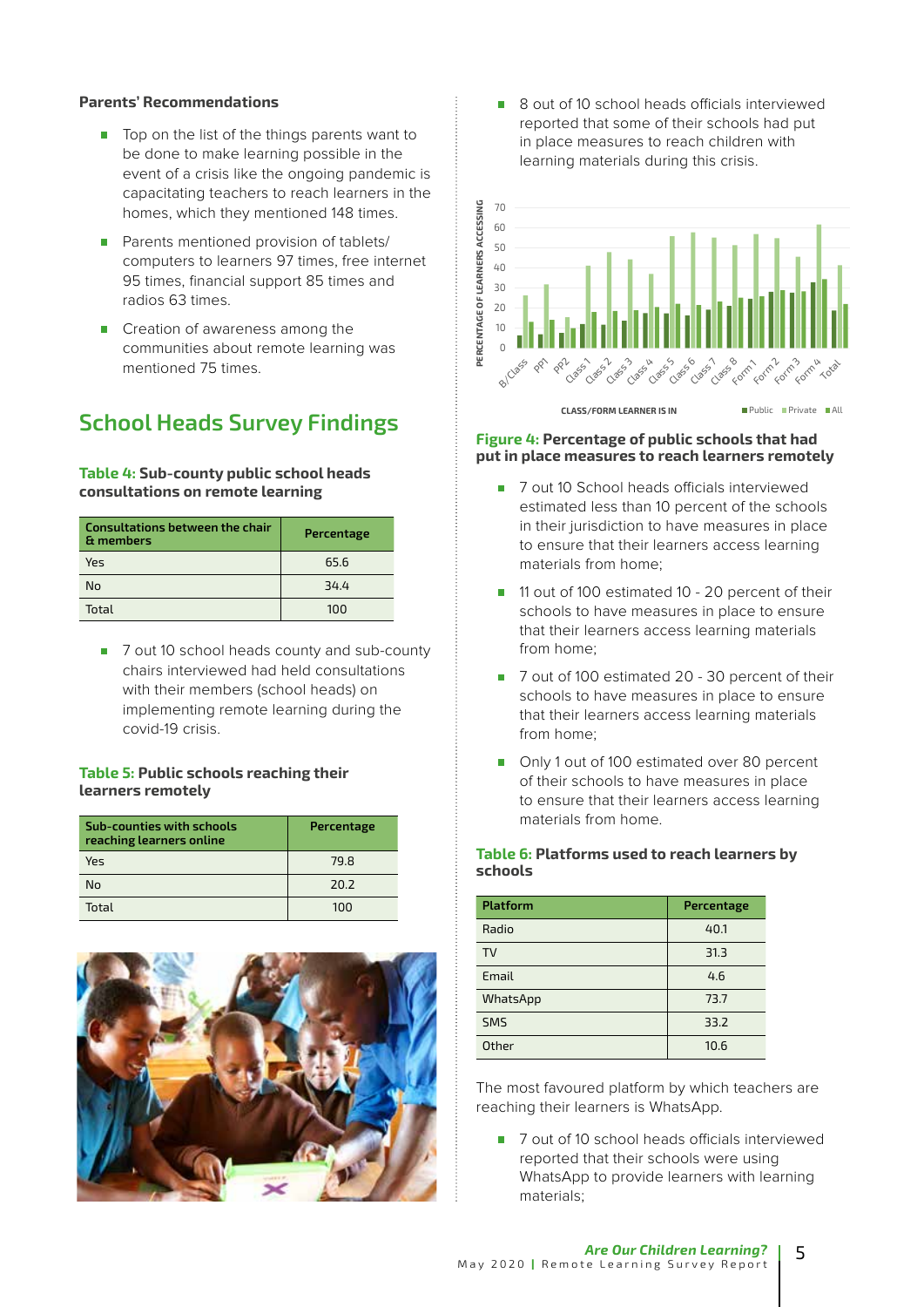**Parents' Recommendations**

- Top on the list of the things parents want to be done to make learning possible in the event of a crisis like the ongoing pandemic is capacitating teachers to reach learners in the homes, which they mentioned 148 times.
- Parents mentioned provision of tablets/computers to learners 97 times, free internet 95 times, financial support 85 times and radios 63 times.
- Creation of awareness among the communities about remote learning was mentioned 75 times.

## School Heads Survey Findings

**Table 4: Sub-county public school heads consultations on remote learning**

| Consultations between the chair & members | Percentage |
|---|---|
| Yes | 65.6 |
| No | 34.4 |
| Total | 100 |

- 7 out 10 school heads county and sub-county chairs interviewed had held consultations with their members (school heads) on implementing remote learning during the covid-19 crisis.

**Table 5: Public schools reaching their learners remotely**

| Sub-counties with schools reaching learners online | Percentage |
|---|---|
| Yes | 79.8 |
| No | 20.2 |
| Total | 100 |

- 8 out of 10 school heads officials interviewed reported that some of their schools had put in place measures to reach children with learning materials during this crisis.

**Figure 4: Percentage of public schools that had put in place measures to reach learners remotely**

- 7 out 10 School heads officials interviewed estimated less than 10 percent of the schools in their jurisdiction to have measures in place to ensure that their learners access learning materials from home;
- 11 out of 100 estimated 10 - 20 percent of their schools to have measures in place to ensure that their learners access learning materials from home;
- 7 out of 100 estimated 20 - 30 percent of their schools to have measures in place to ensure that their learners access learning materials from home;
- Only 1 out of 100 estimated over 80 percent of their schools to have measures in place to ensure that their learners access learning materials from home.

**Table 6: Platforms used to reach learners by schools**

| Platform | Percentage |
|---|---|
| Radio | 40.1 |
| TV | 31.3 |
| Email | 4.6 |
| WhatsApp | 73.7 |
| SMS | 33.2 |
| Other | 10.6 |

The most favoured platform by which teachers are reaching their learners is WhatsApp.

- 7 out of 10 school heads officials interviewed reported that their schools were using WhatsApp to provide learners with learning materials;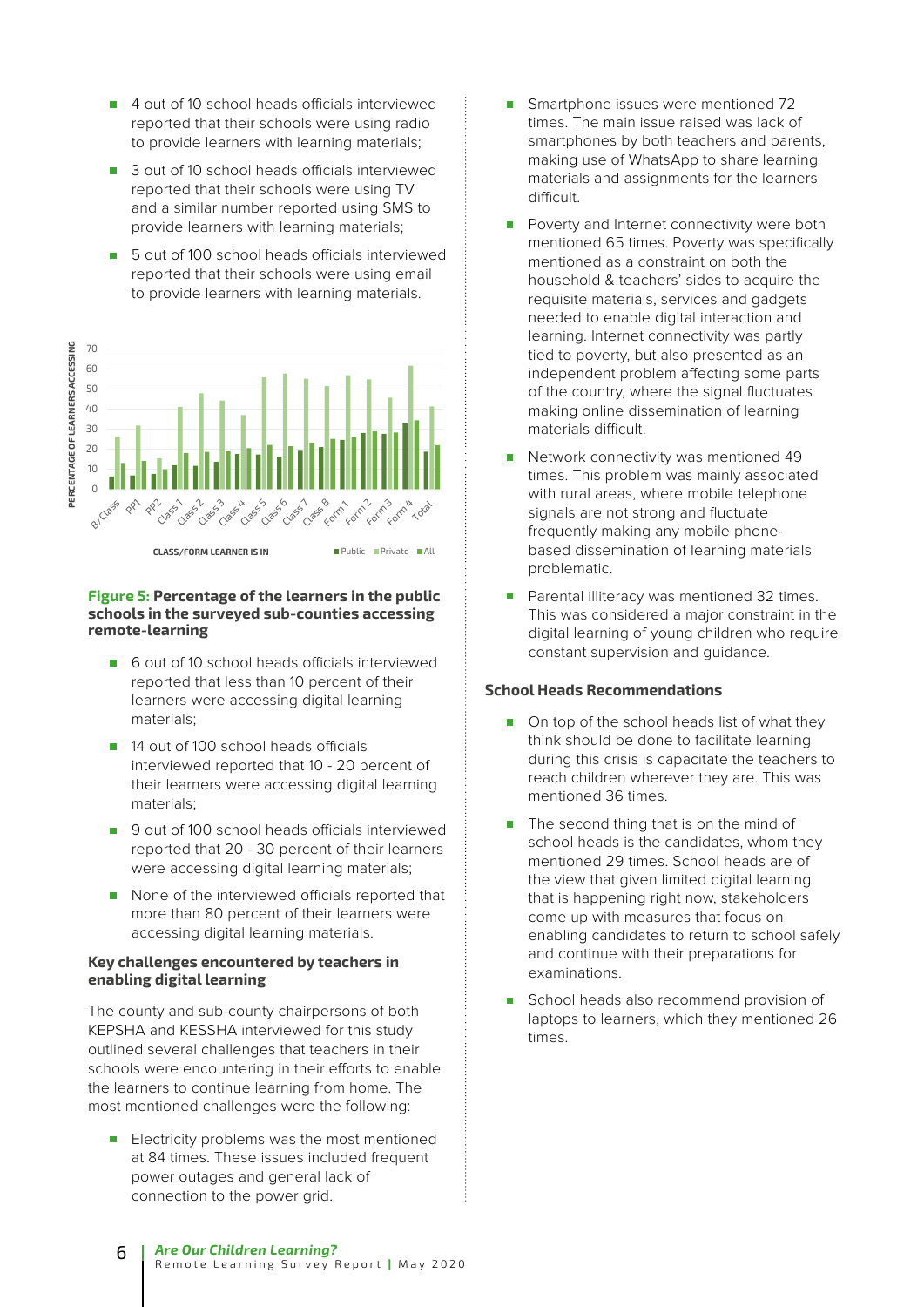- 4 out of 10 school heads officials interviewed reported that their schools were using radio to provide learners with learning materials;
- 3 out of 10 school heads officials interviewed reported that their schools were using TV and a similar number reported using SMS to provide learners with learning materials;
- 5 out of 100 school heads officials interviewed reported that their schools were using email to provide learners with learning materials.

**Figure 5: Percentage of the learners in the public schools in the surveyed sub-counties accessing remote-learning**

- 6 out of 10 school heads officials interviewed reported that less than 10 percent of their learners were accessing digital learning materials;
- 14 out of 100 school heads officials interviewed reported that 10 - 20 percent of their learners were accessing digital learning materials;
- 9 out of 100 school heads officials interviewed reported that 20 - 30 percent of their learners were accessing digital learning materials;
- None of the interviewed officials reported that more than 80 percent of their learners were accessing digital learning materials.

### Key challenges encountered by teachers in enabling digital learning

The county and sub-county chairpersons of both KEPSHA and KESSHA interviewed for this study outlined several challenges that teachers in their schools were encountering in their efforts to enable the learners to continue learning from home. The most mentioned challenges were the following:

- Electricity problems was the most mentioned at 84 times. These issues included frequent power outages and general lack of connection to the power grid.
- Smartphone issues were mentioned 72 times. The main issue raised was lack of smartphones by both teachers and parents, making use of WhatsApp to share learning materials and assignments for the learners difficult.
- Poverty and Internet connectivity were both mentioned 65 times. Poverty was specifically mentioned as a constraint on both the household & teachers' sides to acquire the requisite materials, services and gadgets needed to enable digital interaction and learning. Internet connectivity was partly tied to poverty, but also presented as an independent problem affecting some parts of the country, where the signal fluctuates making online dissemination of learning materials difficult.
- Network connectivity was mentioned 49 times. This problem was mainly associated with rural areas, where mobile telephone signals are not strong and fluctuate frequently making any mobile phone-based dissemination of learning materials problematic.
- Parental illiteracy was mentioned 32 times. This was considered a major constraint in the digital learning of young children who require constant supervision and guidance.

### School Heads Recommendations

- On top of the school heads list of what they think should be done to facilitate learning during this crisis is capacitate the teachers to reach children wherever they are. This was mentioned 36 times.
- The second thing that is on the mind of school heads is the candidates, whom they mentioned 29 times. School heads are of the view that given limited digital learning that is happening right now, stakeholders come up with measures that focus on enabling candidates to return to school safely and continue with their preparations for examinations.
- School heads also recommend provision of laptops to learners, which they mentioned 26 times.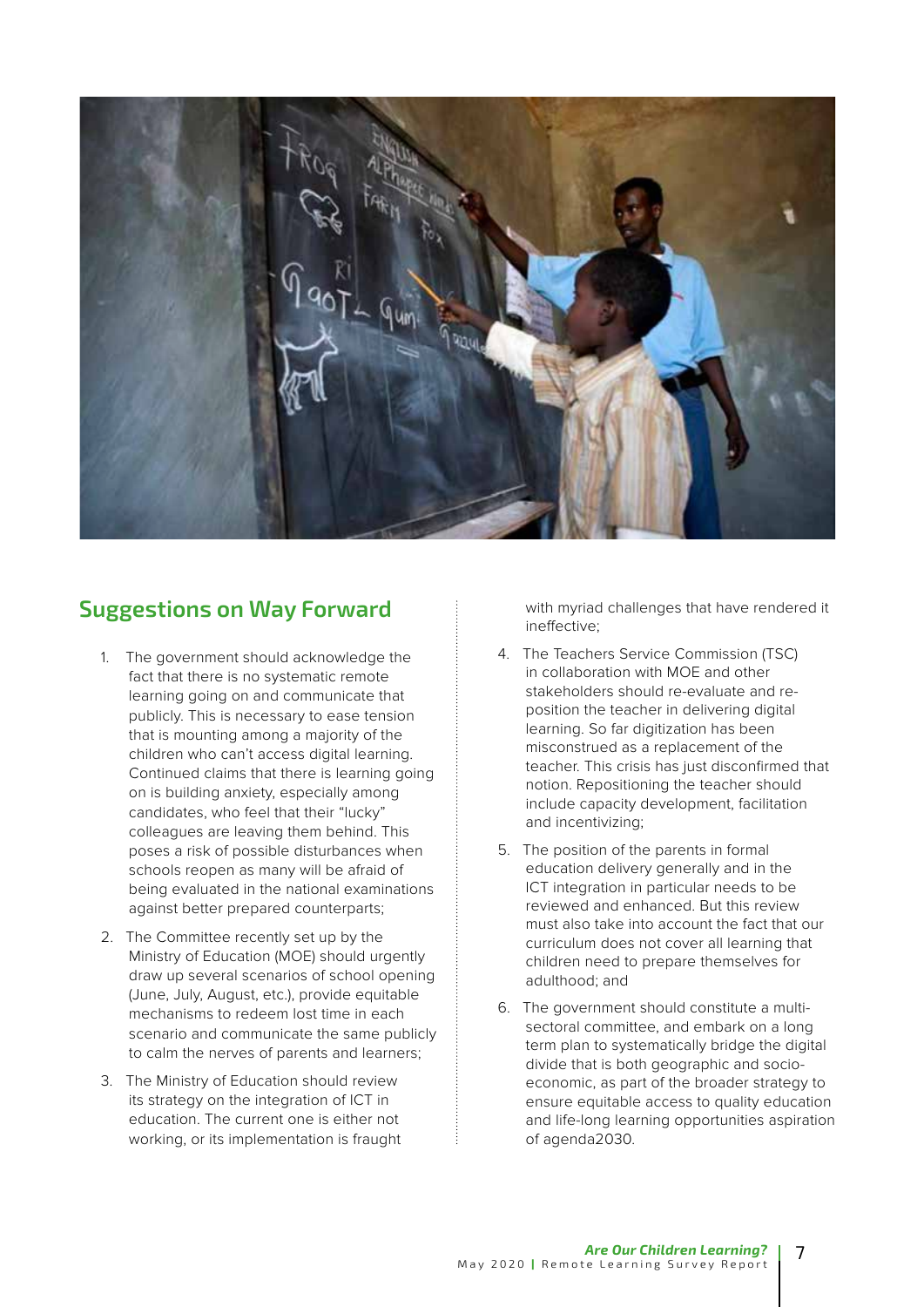## Suggestions on Way Forward

1. The government should acknowledge the fact that there is no systematic remote learning going on and communicate that publicly. This is necessary to ease tension that is mounting among a majority of the children who can't access digital learning. Continued claims that there is learning going on is building anxiety, especially among candidates, who feel that their "lucky" colleagues are leaving them behind. This poses a risk of possible disturbances when schools reopen as many will be afraid of being evaluated in the national examinations against better prepared counterparts;
2. The Committee recently set up by the Ministry of Education (MOE) should urgently draw up several scenarios of school opening (June, July, August, etc.), provide equitable mechanisms to redeem lost time in each scenario and communicate the same publicly to calm the nerves of parents and learners;
3. The Ministry of Education should review its strategy on the integration of ICT in education. The current one is either not working, or its implementation is fraught with myriad challenges that have rendered it ineffective;
4. The Teachers Service Commission (TSC) in collaboration with MOE and other stakeholders should re-evaluate and re-position the teacher in delivering digital learning. So far digitization has been misconstrued as a replacement of the teacher. This crisis has just disconfirmed that notion. Repositioning the teacher should include capacity development, facilitation and incentivizing;
5. The position of the parents in formal education delivery generally and in the ICT integration in particular needs to be reviewed and enhanced. But this review must also take into account the fact that our curriculum does not cover all learning that children need to prepare themselves for adulthood; and
6. The government should constitute a multi-sectoral committee, and embark on a long term plan to systematically bridge the digital divide that is both geographic and socio-economic, as part of the broader strategy to ensure equitable access to quality education and life-long learning opportunities aspiration of agenda2030.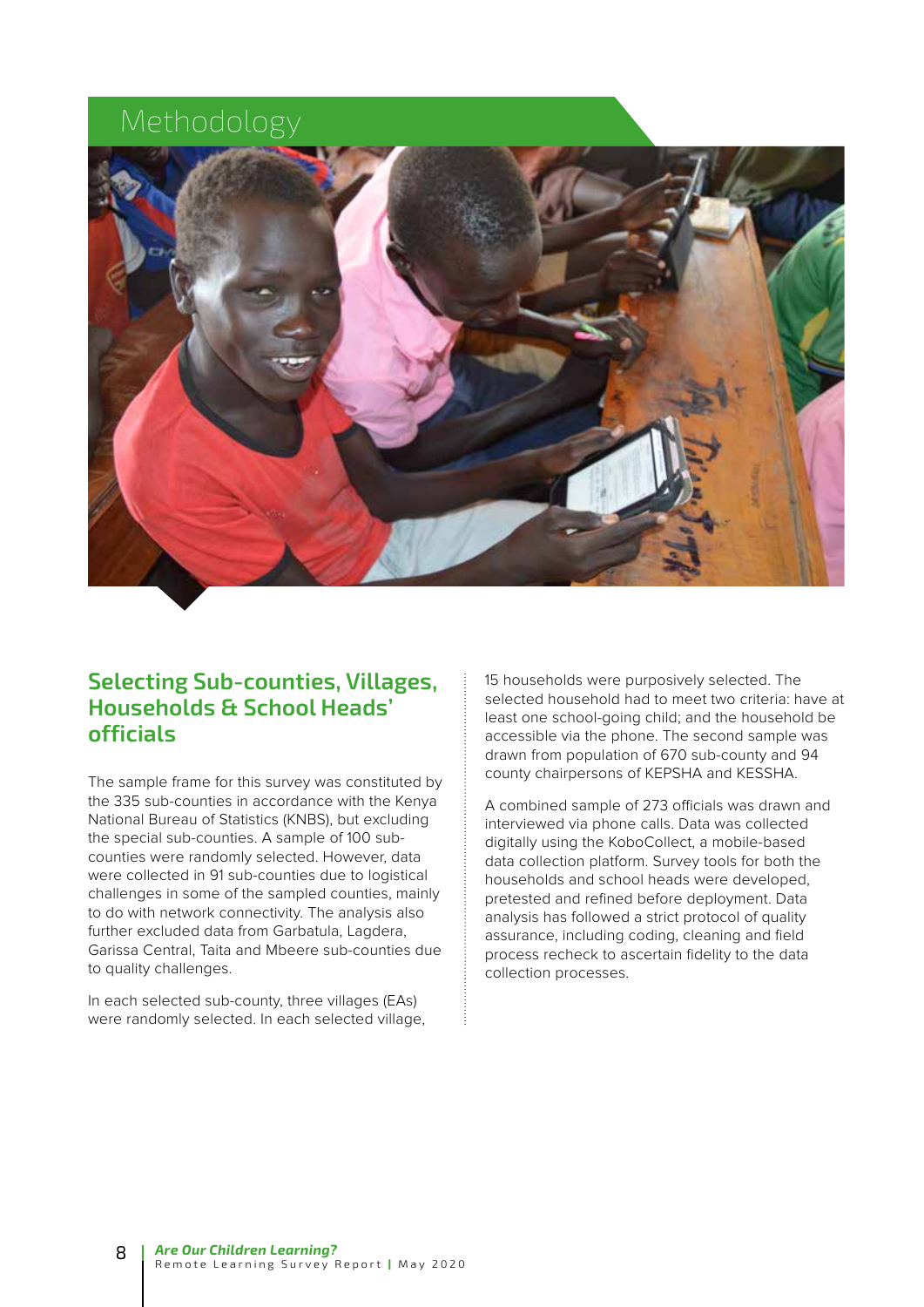# Methodology

## Selecting Sub-counties, Villages, Households & School Heads' officials

The sample frame for this survey was constituted by the 335 sub-counties in accordance with the Kenya National Bureau of Statistics (KNBS), but excluding the special sub-counties. A sample of 100 sub-counties were randomly selected. However, data were collected in 91 sub-counties due to logistical challenges in some of the sampled counties, mainly to do with network connectivity. The analysis also further excluded data from Garbatula, Lagdera, Garissa Central, Taita and Mbeere sub-counties due to quality challenges.

In each selected sub-county, three villages (EAs) were randomly selected. In each selected village, 15 households were purposively selected. The selected household had to meet two criteria: have at least one school-going child; and the household be accessible via the phone. The second sample was drawn from population of 670 sub-county and 94 county chairpersons of KEPSHA and KESSHA.

A combined sample of 273 officials was drawn and interviewed via phone calls. Data was collected digitally using the KoboCollect, a mobile-based data collection platform. Survey tools for both the households and school heads were developed, pretested and refined before deployment. Data analysis has followed a strict protocol of quality assurance, including coding, cleaning and field process recheck to ascertain fidelity to the data collection processes.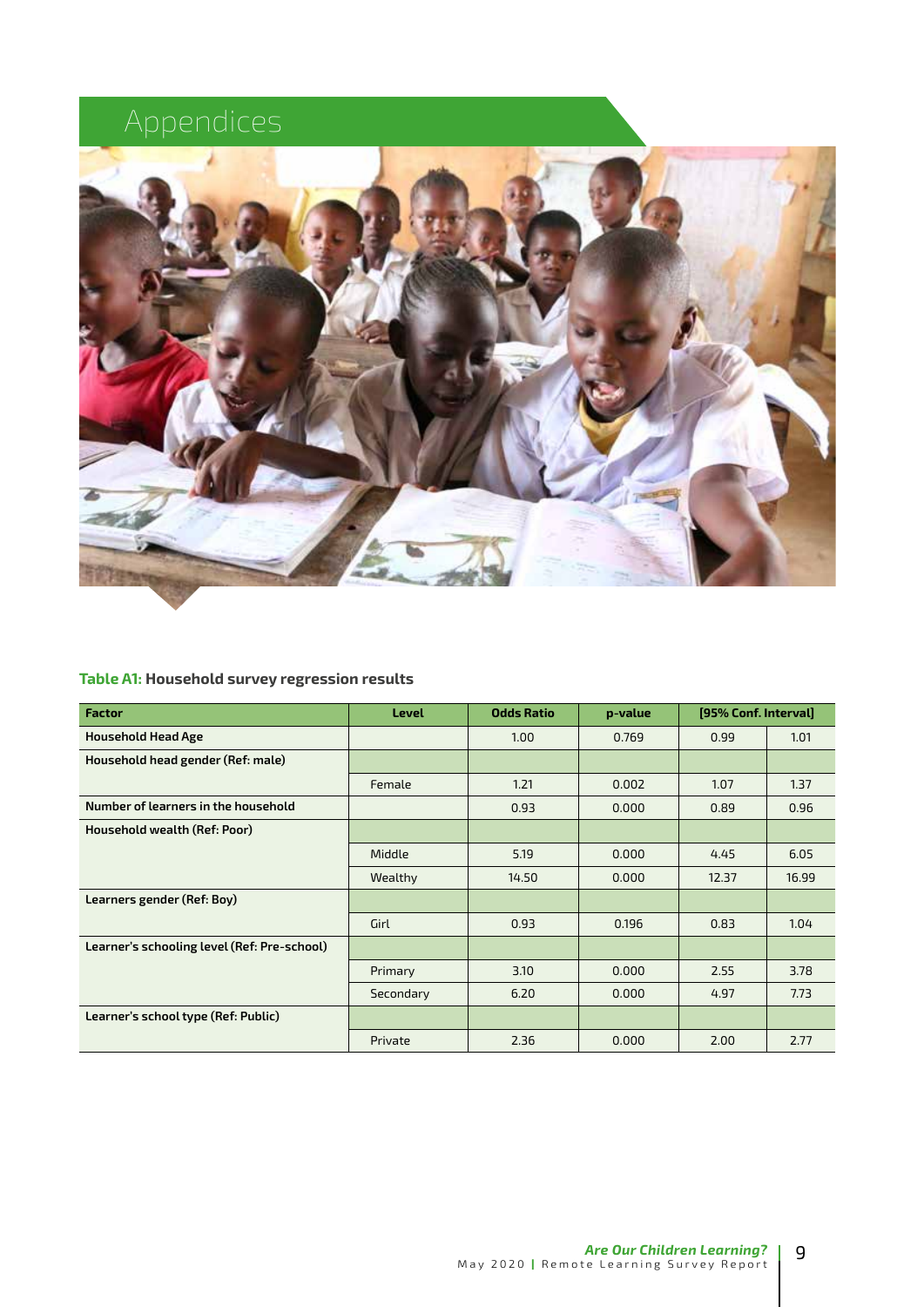# Appendices

**Table A1: Household survey regression results**

| Factor | Level | Odds Ratio | p-value | [95% Conf. Interval] | |
|---|---|---|---|---|---|
| **Household Head Age** | | 1.00 | 0.769 | 0.99 | 1.01 |
| **Household head gender (Ref: male)** | | | | | |
| | Female | 1.21 | 0.002 | 1.07 | 1.37 |
| **Number of learners in the household** | | 0.93 | 0.000 | 0.89 | 0.96 |
| **Household wealth (Ref: Poor)** | | | | | |
| | Middle | 5.19 | 0.000 | 4.45 | 6.05 |
| | Wealthy | 14.50 | 0.000 | 12.37 | 16.99 |
| **Learners gender (Ref: Boy)** | | | | | |
| | Girl | 0.93 | 0.196 | 0.83 | 1.04 |
| **Learner's schooling level (Ref: Pre-school)** | | | | | |
| | Primary | 3.10 | 0.000 | 2.55 | 3.78 |
| | Secondary | 6.20 | 0.000 | 4.97 | 7.73 |
| **Learner's school type (Ref: Public)** | | | | | |
| | Private | 2.36 | 0.000 | 2.00 | 2.77 |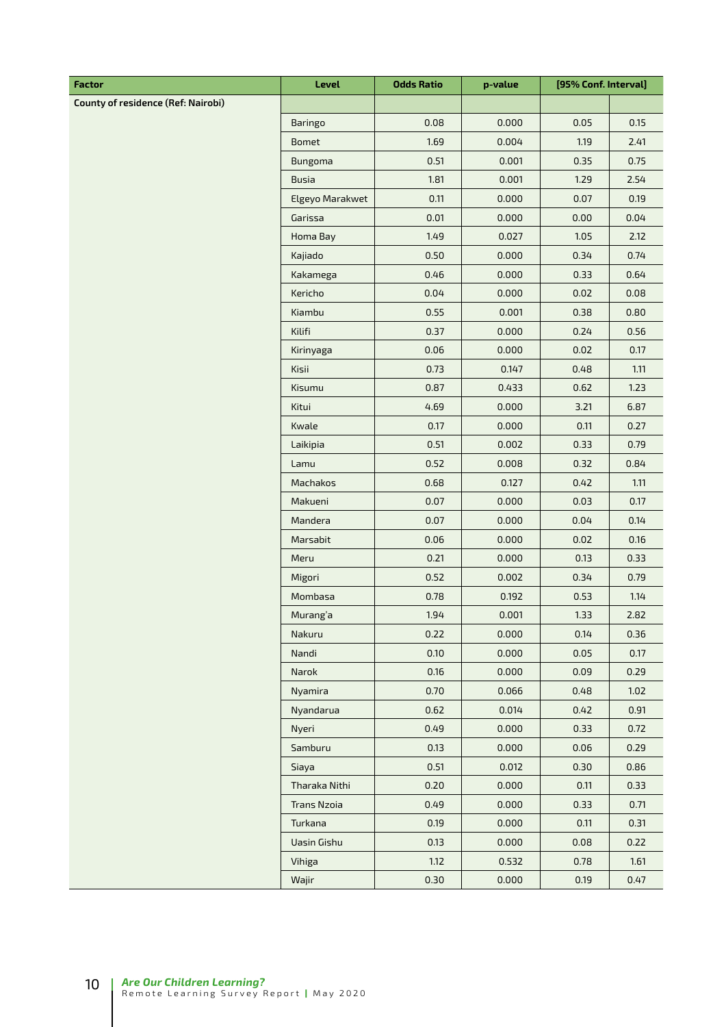| Factor | Level | Odds Ratio | p-value | [95% Conf. Interval] | |
|---|---|---|---|---|---|
| **County of residence (Ref: Nairobi)** | | | | | |
| | Baringo | 0.08 | 0.000 | 0.05 | 0.15 |
| | Bomet | 1.69 | 0.004 | 1.19 | 2.41 |
| | Bungoma | 0.51 | 0.001 | 0.35 | 0.75 |
| | Busia | 1.81 | 0.001 | 1.29 | 2.54 |
| | Elgeyo Marakwet | 0.11 | 0.000 | 0.07 | 0.19 |
| | Garissa | 0.01 | 0.000 | 0.00 | 0.04 |
| | Homa Bay | 1.49 | 0.027 | 1.05 | 2.12 |
| | Kajiado | 0.50 | 0.000 | 0.34 | 0.74 |
| | Kakamega | 0.46 | 0.000 | 0.33 | 0.64 |
| | Kericho | 0.04 | 0.000 | 0.02 | 0.08 |
| | Kiambu | 0.55 | 0.001 | 0.38 | 0.80 |
| | Kilifi | 0.37 | 0.000 | 0.24 | 0.56 |
| | Kirinyaga | 0.06 | 0.000 | 0.02 | 0.17 |
| | Kisii | 0.73 | 0.147 | 0.48 | 1.11 |
| | Kisumu | 0.87 | 0.433 | 0.62 | 1.23 |
| | Kitui | 4.69 | 0.000 | 3.21 | 6.87 |
| | Kwale | 0.17 | 0.000 | 0.11 | 0.27 |
| | Laikipia | 0.51 | 0.002 | 0.33 | 0.79 |
| | Lamu | 0.52 | 0.008 | 0.32 | 0.84 |
| | Machakos | 0.68 | 0.127 | 0.42 | 1.11 |
| | Makueni | 0.07 | 0.000 | 0.03 | 0.17 |
| | Mandera | 0.07 | 0.000 | 0.04 | 0.14 |
| | Marsabit | 0.06 | 0.000 | 0.02 | 0.16 |
| | Meru | 0.21 | 0.000 | 0.13 | 0.33 |
| | Migori | 0.52 | 0.002 | 0.34 | 0.79 |
| | Mombasa | 0.78 | 0.192 | 0.53 | 1.14 |
| | Murang'a | 1.94 | 0.001 | 1.33 | 2.82 |
| | Nakuru | 0.22 | 0.000 | 0.14 | 0.36 |
| | Nandi | 0.10 | 0.000 | 0.05 | 0.17 |
| | Narok | 0.16 | 0.000 | 0.09 | 0.29 |
| | Nyamira | 0.70 | 0.066 | 0.48 | 1.02 |
| | Nyandarua | 0.62 | 0.014 | 0.42 | 0.91 |
| | Nyeri | 0.49 | 0.000 | 0.33 | 0.72 |
| | Samburu | 0.13 | 0.000 | 0.06 | 0.29 |
| | Siaya | 0.51 | 0.012 | 0.30 | 0.86 |
| | Tharaka Nithi | 0.20 | 0.000 | 0.11 | 0.33 |
| | Trans Nzoia | 0.49 | 0.000 | 0.33 | 0.71 |
| | Turkana | 0.19 | 0.000 | 0.11 | 0.31 |
| | Uasin Gishu | 0.13 | 0.000 | 0.08 | 0.22 |
| | Vihiga | 1.12 | 0.532 | 0.78 | 1.61 |
| | Wajir | 0.30 | 0.000 | 0.19 | 0.47 |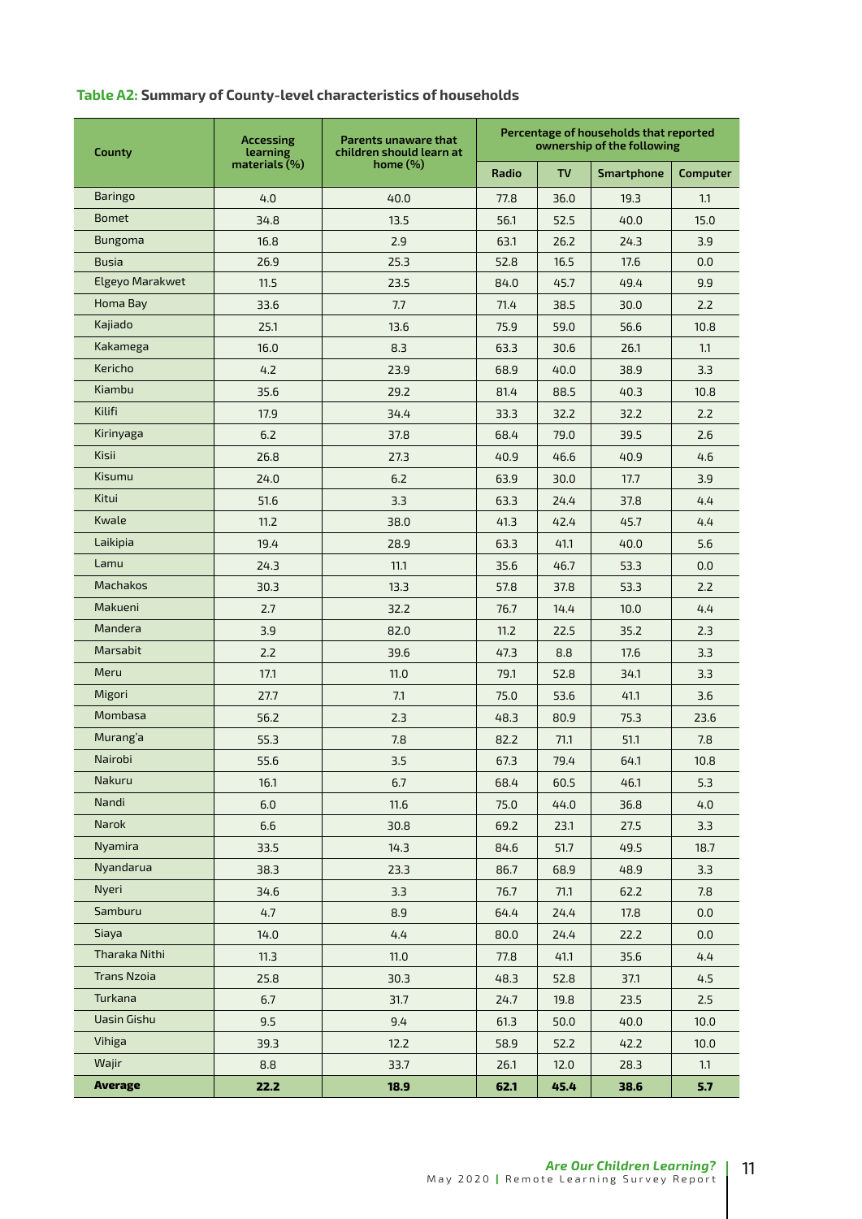**Table A2:** **Summary of County-level characteristics of households**

| County | Accessing learning materials (%) | Parents unaware that children should learn at home (%) | Percentage of households that reported ownership of the following | | | |
|---|---|---|---|---|---|---|
| | | | Radio | TV | Smartphone | Computer |
| Baringo | 4.0 | 40.0 | 77.8 | 36.0 | 19.3 | 1.1 |
| Bomet | 34.8 | 13.5 | 56.1 | 52.5 | 40.0 | 15.0 |
| Bungoma | 16.8 | 2.9 | 63.1 | 26.2 | 24.3 | 3.9 |
| Busia | 26.9 | 25.3 | 52.8 | 16.5 | 17.6 | 0.0 |
| Elgeyo Marakwet | 11.5 | 23.5 | 84.0 | 45.7 | 49.4 | 9.9 |
| Homa Bay | 33.6 | 7.7 | 71.4 | 38.5 | 30.0 | 2.2 |
| Kajiado | 25.1 | 13.6 | 75.9 | 59.0 | 56.6 | 10.8 |
| Kakamega | 16.0 | 8.3 | 63.3 | 30.6 | 26.1 | 1.1 |
| Kericho | 4.2 | 23.9 | 68.9 | 40.0 | 38.9 | 3.3 |
| Kiambu | 35.6 | 29.2 | 81.4 | 88.5 | 40.3 | 10.8 |
| Kilifi | 17.9 | 34.4 | 33.3 | 32.2 | 32.2 | 2.2 |
| Kirinyaga | 6.2 | 37.8 | 68.4 | 79.0 | 39.5 | 2.6 |
| Kisii | 26.8 | 27.3 | 40.9 | 46.6 | 40.9 | 4.6 |
| Kisumu | 24.0 | 6.2 | 63.9 | 30.0 | 17.7 | 3.9 |
| Kitui | 51.6 | 3.3 | 63.3 | 24.4 | 37.8 | 4.4 |
| Kwale | 11.2 | 38.0 | 41.3 | 42.4 | 45.7 | 4.4 |
| Laikipia | 19.4 | 28.9 | 63.3 | 41.1 | 40.0 | 5.6 |
| Lamu | 24.3 | 11.1 | 35.6 | 46.7 | 53.3 | 0.0 |
| Machakos | 30.3 | 13.3 | 57.8 | 37.8 | 53.3 | 2.2 |
| Makueni | 2.7 | 32.2 | 76.7 | 14.4 | 10.0 | 4.4 |
| Mandera | 3.9 | 82.0 | 11.2 | 22.5 | 35.2 | 2.3 |
| Marsabit | 2.2 | 39.6 | 47.3 | 8.8 | 17.6 | 3.3 |
| Meru | 17.1 | 11.0 | 79.1 | 52.8 | 34.1 | 3.3 |
| Migori | 27.7 | 7.1 | 75.0 | 53.6 | 41.1 | 3.6 |
| Mombasa | 56.2 | 2.3 | 48.3 | 80.9 | 75.3 | 23.6 |
| Murang'a | 55.3 | 7.8 | 82.2 | 71.1 | 51.1 | 7.8 |
| Nairobi | 55.6 | 3.5 | 67.3 | 79.4 | 64.1 | 10.8 |
| Nakuru | 16.1 | 6.7 | 68.4 | 60.5 | 46.1 | 5.3 |
| Nandi | 6.0 | 11.6 | 75.0 | 44.0 | 36.8 | 4.0 |
| Narok | 6.6 | 30.8 | 69.2 | 23.1 | 27.5 | 3.3 |
| Nyamira | 33.5 | 14.3 | 84.6 | 51.7 | 49.5 | 18.7 |
| Nyandarua | 38.3 | 23.3 | 86.7 | 68.9 | 48.9 | 3.3 |
| Nyeri | 34.6 | 3.3 | 76.7 | 71.1 | 62.2 | 7.8 |
| Samburu | 4.7 | 8.9 | 64.4 | 24.4 | 17.8 | 0.0 |
| Siaya | 14.0 | 4.4 | 80.0 | 24.4 | 22.2 | 0.0 |
| Tharaka Nithi | 11.3 | 11.0 | 77.8 | 41.1 | 35.6 | 4.4 |
| Trans Nzoia | 25.8 | 30.3 | 48.3 | 52.8 | 37.1 | 4.5 |
| Turkana | 6.7 | 31.7 | 24.7 | 19.8 | 23.5 | 2.5 |
| Uasin Gishu | 9.5 | 9.4 | 61.3 | 50.0 | 40.0 | 10.0 |
| Vihiga | 39.3 | 12.2 | 58.9 | 52.2 | 42.2 | 10.0 |
| Wajir | 8.8 | 33.7 | 26.1 | 12.0 | 28.3 | 1.1 |
| **Average** | **22.2** | **18.9** | **62.1** | **45.4** | **38.6** | **5.7** |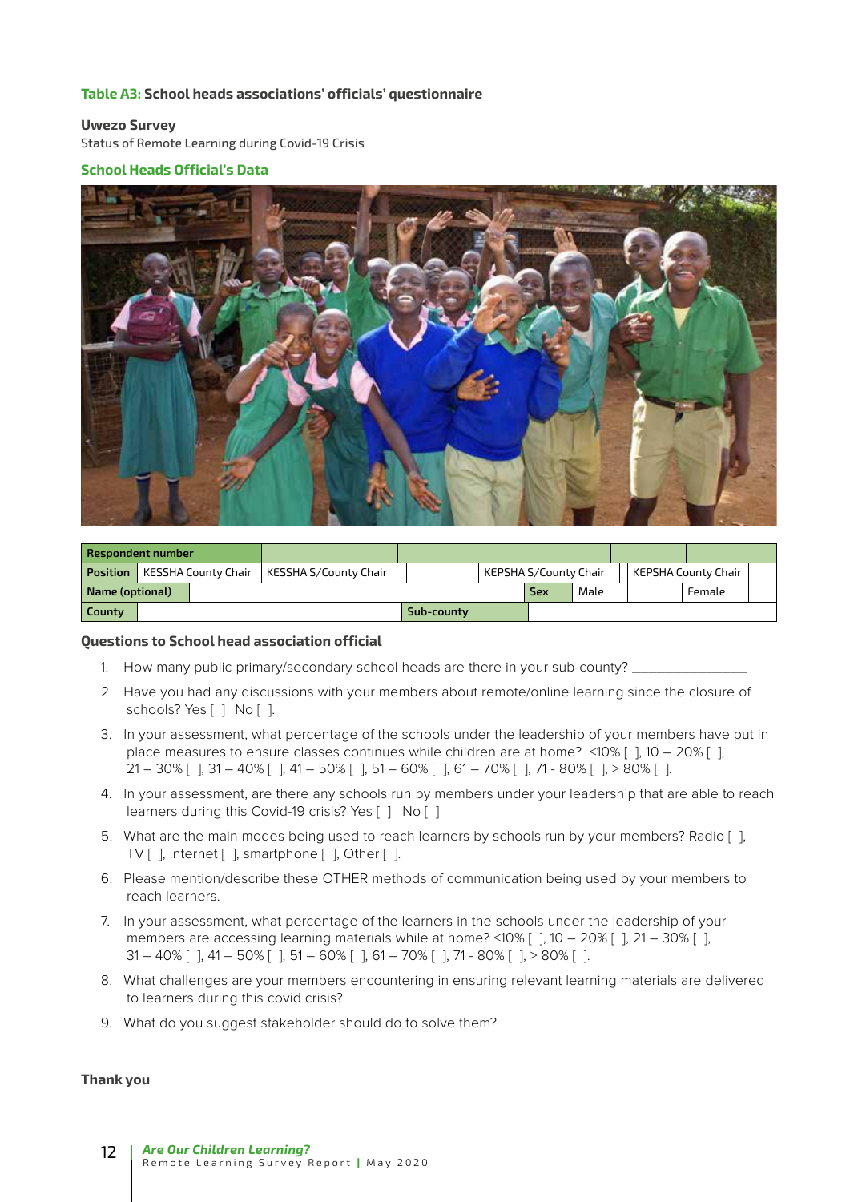**Table A3:** **School heads associations' officials' questionnaire**

**Uwezo Survey**

Status of Remote Learning during Covid-19 Crisis

**School Heads Official's Data**

| Respondent number | | | | | | | | |
|---|---|---|---|---|---|---|---|---|
| Position | KESSHA County Chair | KESSHA S/County Chair | | KEPSHA S/County Chair | | KEPSHA County Chair | | |
| Name (optional) | | | | Sex | Male | | Female | |
| County | | | Sub-county | | | | | |

**Questions to School head association official**

1. How many public primary/secondary school heads are there in your sub-county? _______________
2. Have you had any discussions with your members about remote/online learning since the closure of schools? Yes [ ] No [ ].
3. In your assessment, what percentage of the schools under the leadership of your members have put in place measures to ensure classes continues while children are at home? <10% [ ], 10 – 20% [ ], 21 – 30% [ ], 31 – 40% [ ], 41 – 50% [ ], 51 – 60% [ ], 61 – 70% [ ], 71 - 80% [ ], > 80% [ ].
4. In your assessment, are there any schools run by members under your leadership that are able to reach learners during this Covid-19 crisis? Yes [ ] No [ ]
5. What are the main modes being used to reach learners by schools run by your members? Radio [ ], TV [ ], Internet [ ], smartphone [ ], Other [ ].
6. Please mention/describe these OTHER methods of communication being used by your members to reach learners.
7. In your assessment, what percentage of the learners in the schools under the leadership of your members are accessing learning materials while at home? <10% [ ], 10 – 20% [ ], 21 – 30% [ ], 31 – 40% [ ], 41 – 50% [ ], 51 – 60% [ ], 61 – 70% [ ], 71 - 80% [ ], > 80% [ ].
8. What challenges are your members encountering in ensuring relevant learning materials are delivered to learners during this covid crisis?
9. What do you suggest stakeholder should do to solve them?

**Thank you**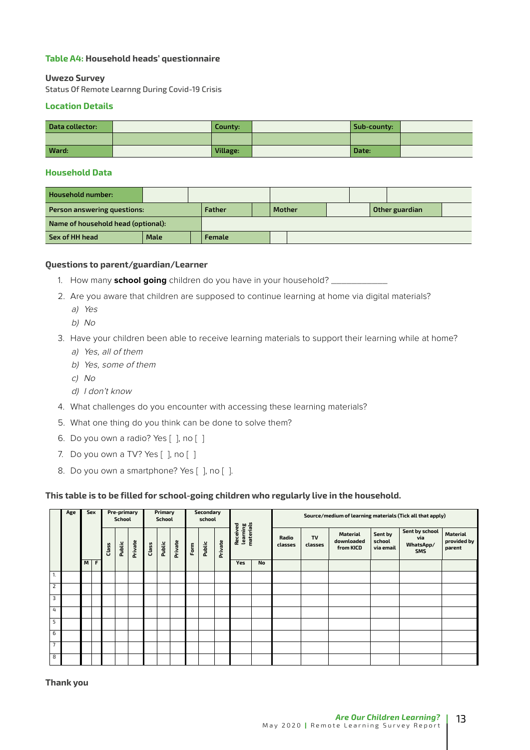**Table A4:** **Household heads' questionnaire**

**Uwezo Survey**

Status Of Remote Learnng During Covid-19 Crisis

**Location Details**

| Data collector: | | County: | | Sub-county: | |
|---|---|---|---|---|---|
| | | | | | |
| Ward: | | Village: | | Date: | |

**Household Data**

| Household number: | | | | | |
|---|---|---|---|---|---|
| Person answering questions: | Father | | Mother | | Other guardian | |
| Name of household head (optional): | | | | | |
| Sex of HH head | Male | | Female | | |

**Questions to parent/guardian/Learner**

1. How many **school going** children do you have in your household? ____________
2. Are you aware that children are supposed to continue learning at home via digital materials?
   *a) Yes*
   *b) No*
3. Have your children been able to receive learning materials to support their learning while at home?
   *a) Yes, all of them*
   *b) Yes, some of them*
   *c) No*
   *d) I don't know*
4. What challenges do you encounter with accessing these learning materials?
5. What one thing do you think can be done to solve them?
6. Do you own a radio? Yes [ ], no [ ]
7. Do you own a TV? Yes [ ], no [ ]
8. Do you own a smartphone? Yes [ ], no [ ].

**This table is to be filled for school-going children who regularly live in the household.**

| | Age | Sex | | Pre-primary School | | | Primary School | | | Secondary school | | | Received learning materials | | Source/medium of learning materials (Tick all that apply) | | | | | |
|---|---|---|---|---|---|---|---|---|---|---|---|---|---|---|---|---|---|---|---|---|
| | | M | F | Class | Public | Private | Class | Public | Private | Form | Public | Private | Yes | No | Radio classes | TV classes | Material downloaded from KICD | Sent by school via email | Sent by school via WhatsApp/ SMS | Material provided by parent |
| 1. | | | | | | | | | | | | | | | | | | | | |
| 2 | | | | | | | | | | | | | | | | | | | | |
| 3 | | | | | | | | | | | | | | | | | | | | |
| 4 | | | | | | | | | | | | | | | | | | | | |
| 5 | | | | | | | | | | | | | | | | | | | | |
| 6 | | | | | | | | | | | | | | | | | | | | |
| 7 | | | | | | | | | | | | | | | | | | | | |
| 8 | | | | | | | | | | | | | | | | | | | | |

**Thank you**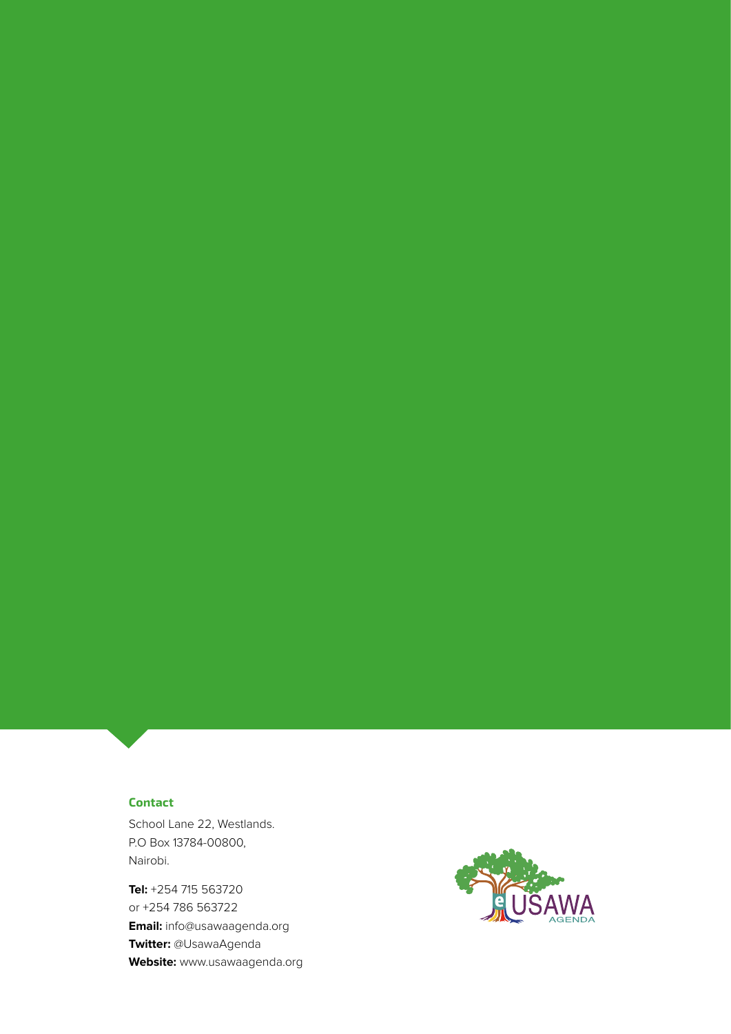**Contact**

School Lane 22, Westlands.
P.O Box 13784-00800,
Nairobi.

**Tel:** +254 715 563720
or +254 786 563722
**Email:** info@usawaagenda.org
**Twitter:** @UsawaAgenda
**Website:** www.usawaagenda.org